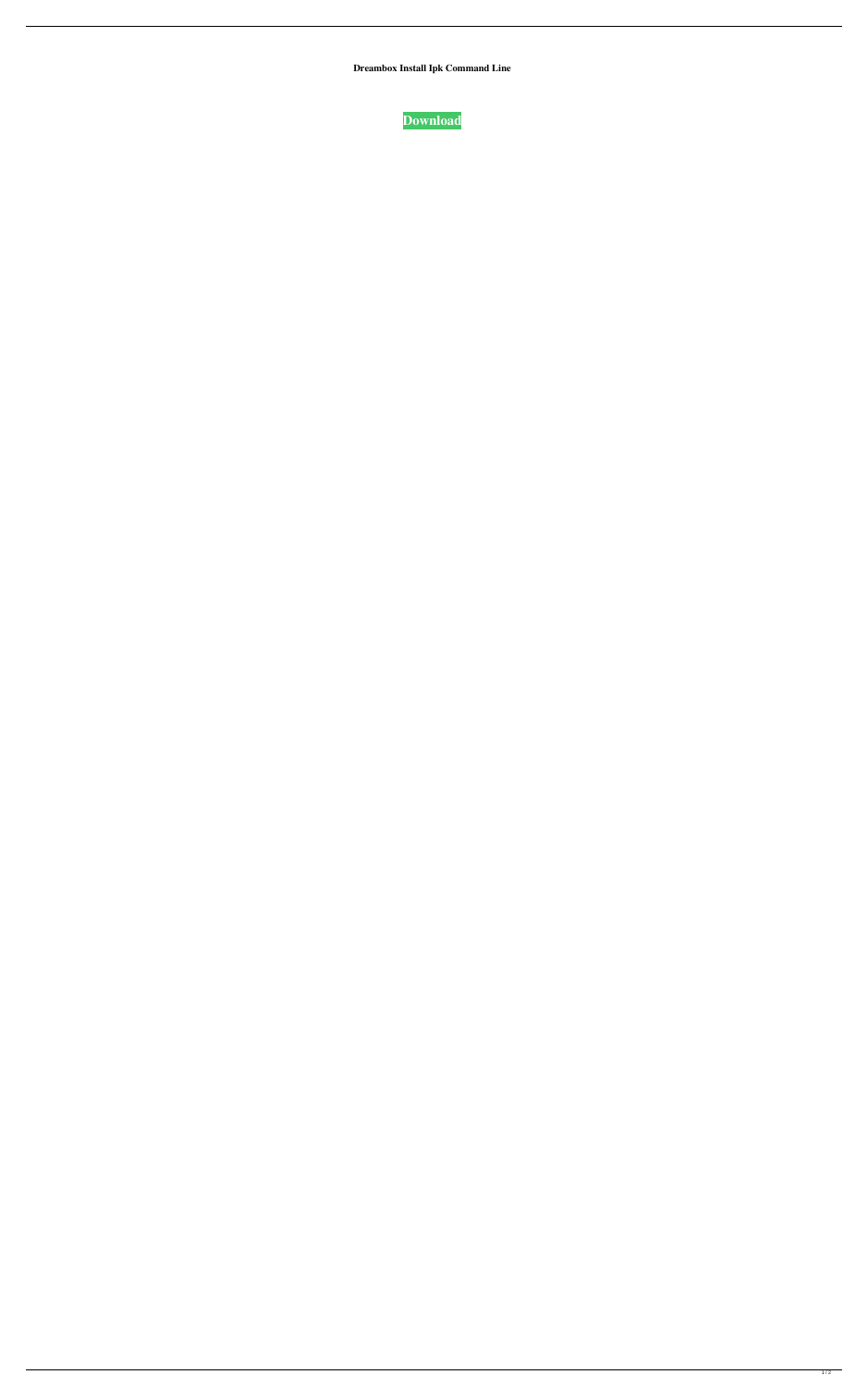**Dreambox Install Ipk Command Line**

**Download**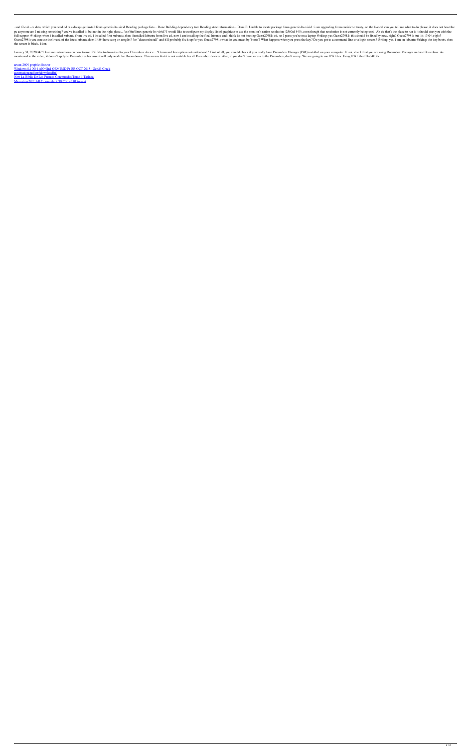. and file.sh --> data, which you need dd :) sudo apt-get install linux-generic-lts-vivid Reading package lists... Done Building dependency tree Reading state information... Done E: Unable to locate package linux-generic-lts-vivid : i am upgrading from oneiric to trusty, on the live cd, can you tell me what to do please, it does not boot the pc anymore am I missing something? you've installed it, but not in the right place... /usr/bin/linux-generic-lts-vivid? I would like to configure my display (intel graphics) to use the monitor's native resolution (2560x1440), even though that resolution is not currently being used. Ah ok that's the place to run it it should start you with the full support @ rking: when i installed xubuntu from live cd, i installed first xubuntu, then i installed lubuntu from live cd, now i am installing the final lubuntu and i think its not booting Guest27981: ok, so I guess you're on a laptop @rking: yes Guest27981: this should be fixed by now, right? Guest27981: but it's 13.04, right? Guest27981: you can use the livecd of the latest lubuntu does 14.04 have xorg or xorg.lts? for "clean reinstall" and it'll probably fix it up for you Guest27981: what do you mean by 'boots'? What happens when you press the key? Do you get to a command line or a login screen? @rking: yes, i am on lubuntu @rking: the key boots, then the screen is black, i don

January 31, 2020 â€" Here are instructions on how to use IPK files to download to your Dreambox device. . "Command line option not understood." First of all, you should check if you really have Dreambox Manager (DM) installed on your computer. If not, check that you are using Dreambox Manager and not Dreambox. As mentioned in the video, it doesn't apply to Dreamboxes because it will only work for Dreamboxes. This means that it is not suitable for all Dreambox devices. Also, if you don't have access to the Dreambox, don't worry. We are going to use IPK files. Using IPK Files fffad4f19a

[uricut 2009 graphic disc rar](#)
[Windows 8.1 X64 AIO 9in1 OEM ESD Pt-BR OCT 2018 {Gen2} Crack](#)
[automationstudiop6downloadfull](#)
[New La Biblia De Las Fuentes Conmutadas Tomo 1 Taringa](#)
[Microchip MPLAB C compiler C18 C30 v3.01 torrent](#)